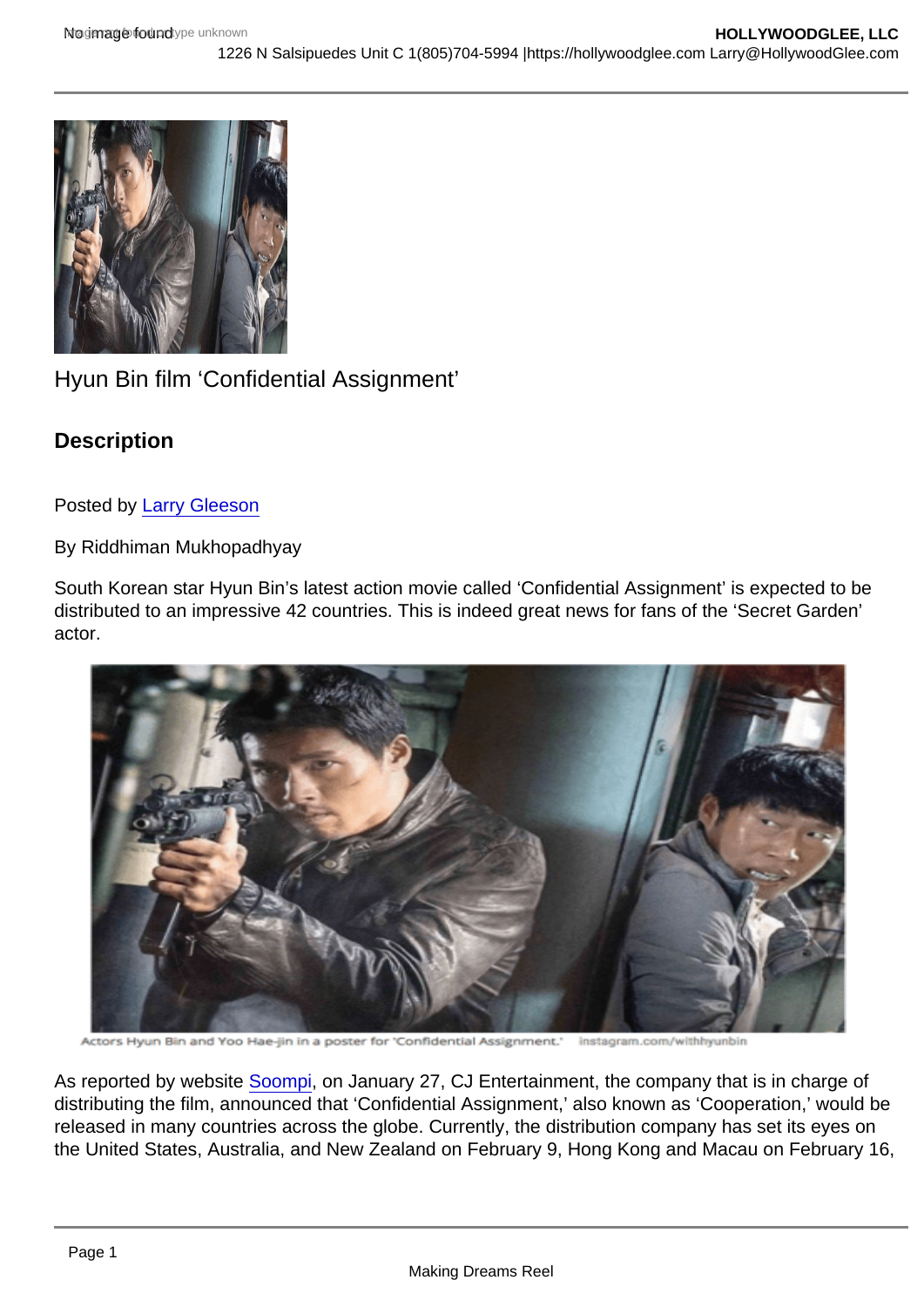Hyun Bin film ‘Confidential Assignment’

## Description

Posted by Larry Gleeson

By Riddhiman Mukhopadhyay

South Korean star Hyun Bin’s latest action movie called ‘Confidential Assignment’ is expected to be distributed to an impressive 42 countries. This is indeed great news for fans of the ‘Secret Garden’ actor.

Actors Hyun Bin and Yoo Hae-jin in a poster for 'Confidential Assignment.' instagram.com/withhyunbin

As reported by website Soompi, on January 27, CJ Entertainment, the company that is in charge of distributing the film, announced that ‘Confidential Assignment,’ also known as ‘Cooperation,’ would be released in many countries across the globe. Currently, the distribution company has set its eyes on the United States, Australia, and New Zealand on February 9, Hong Kong and Macau on February 16,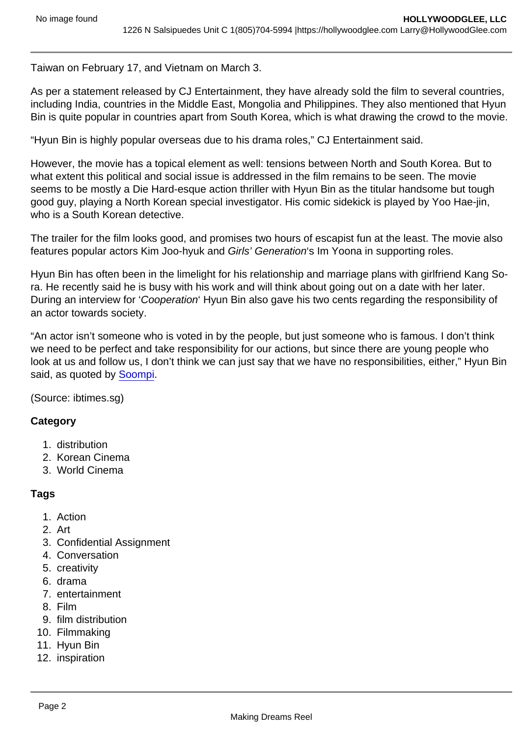Taiwan on February 17, and Vietnam on March 3.

As per a statement released by CJ Entertainment, they have already sold the film to several countries, including India, countries in the Middle East, Mongolia and Philippines. They also mentioned that Hyun Bin is quite popular in countries apart from South Korea, which is what drawing the crowd to the movie.

"Hyun Bin is highly popular overseas due to his drama roles," CJ Entertainment said.

However, the movie has a topical element as well: tensions between North and South Korea. But to what extent this political and social issue is addressed in the film remains to be seen. The movie seems to be mostly a Die Hard-esque action thriller with Hyun Bin as the titular handsome but tough good guy, playing a North Korean special investigator. His comic sidekick is played by Yoo Hae-jin, who is a South Korean detective.

The trailer for the film looks good, and promises two hours of escapist fun at the least. The movie also features popular actors Kim Joo-hyuk and *Girls' Generation*'s Im Yoona in supporting roles.

Hyun Bin has often been in the limelight for his relationship and marriage plans with girlfriend Kang So-ra. He recently said he is busy with his work and will think about going out on a date with her later. During an interview for '*Cooperation*' Hyun Bin also gave his two cents regarding the responsibility of an actor towards society.

"An actor isn't someone who is voted in by the people, but just someone who is famous. I don't think we need to be perfect and take responsibility for our actions, but since there are young people who look at us and follow us, I don't think we can just say that we have no responsibilities, either," Hyun Bin said, as quoted by Soompi.

(Source: ibtimes.sg)

**Category**

1. distribution
2. Korean Cinema
3. World Cinema

**Tags**

1. Action
2. Art
3. Confidential Assignment
4. Conversation
5. creativity
6. drama
7. entertainment
8. Film
9. film distribution
10. Filmmaking
11. Hyun Bin
12. inspiration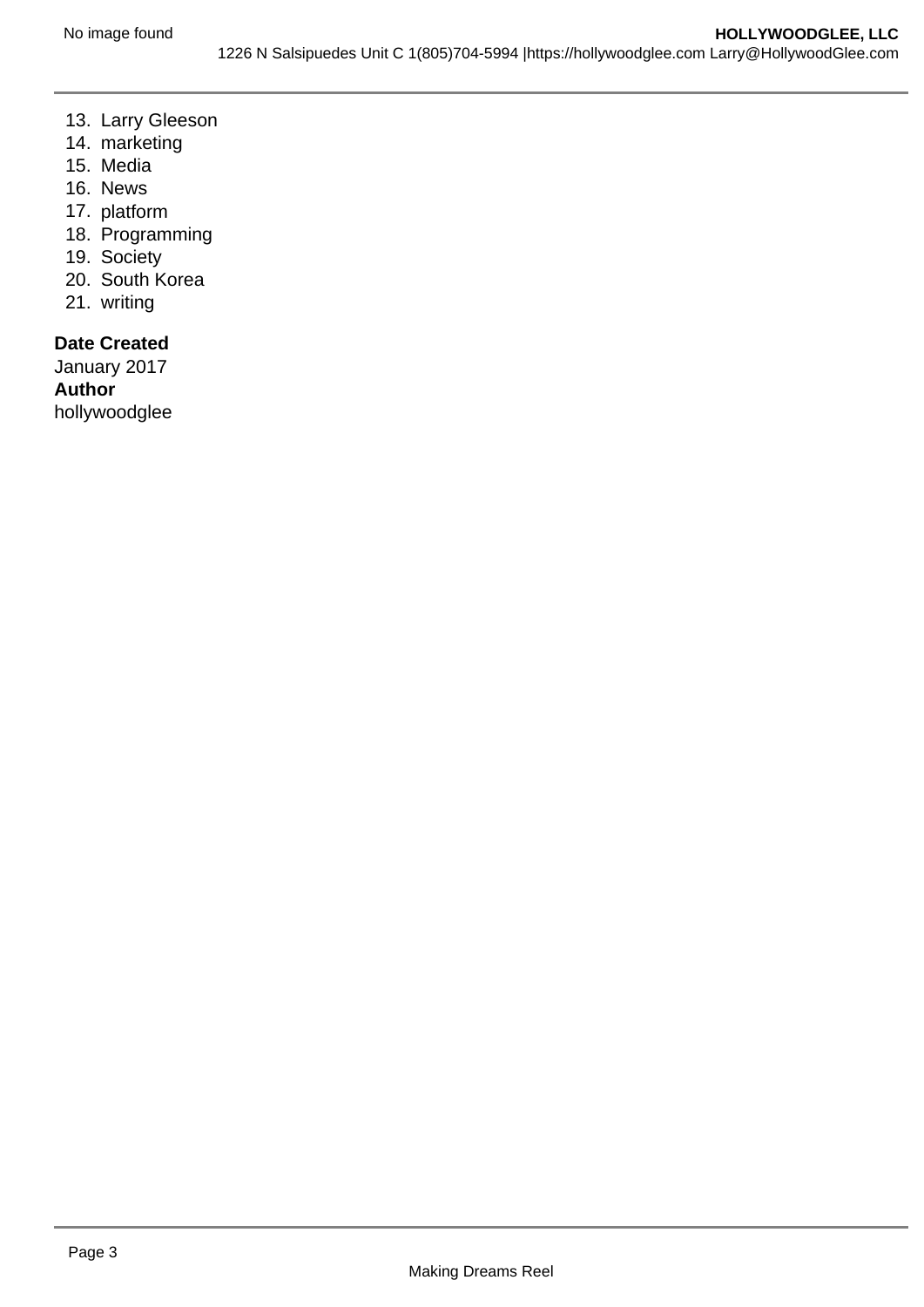13. Larry Gleeson
14. marketing
15. Media
16. News
17. platform
18. Programming
19. Society
20. South Korea
21. writing

**Date Created**
January 2017
**Author**
hollywoodglee